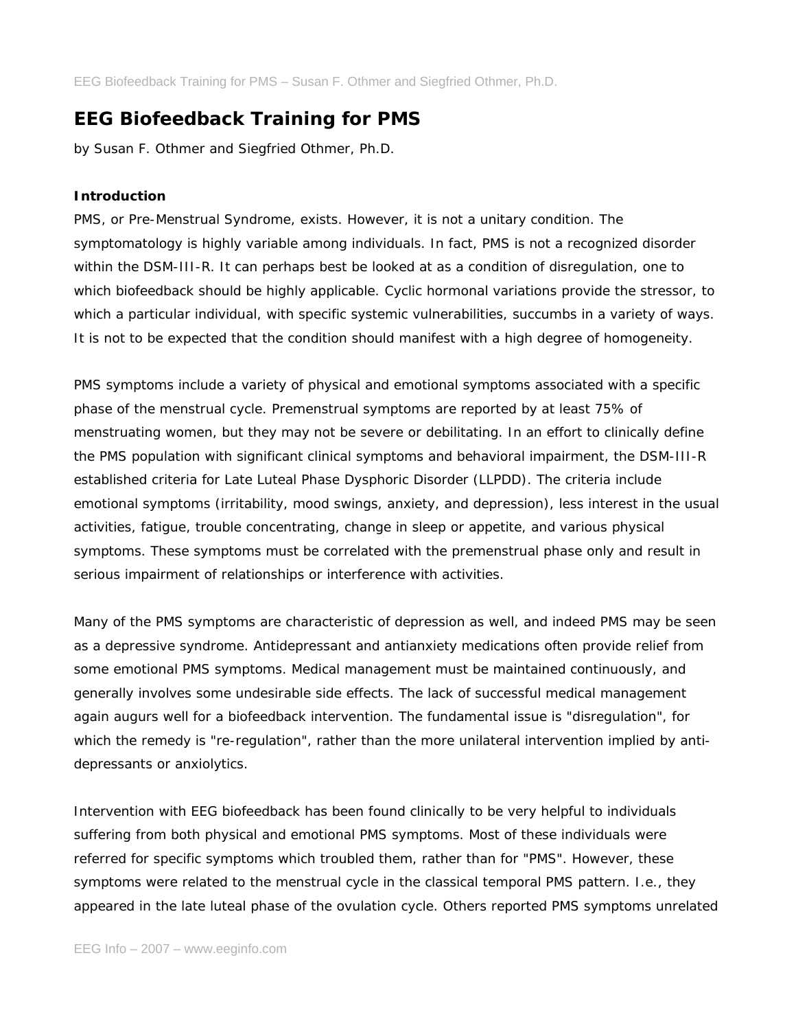# EEG Biofeedback Training for PMS

by Susan F. Othmer and Siegfried Othmer, Ph.D.

**Introduction**

PMS, or Pre-Menstrual Syndrome, exists. However, it is not a unitary condition. The symptomatology is highly variable among individuals. In fact, PMS is not a recognized disorder within the DSM-III-R. It can perhaps best be looked at as a condition of disregulation, one to which biofeedback should be highly applicable. Cyclic hormonal variations provide the stressor, to which a particular individual, with specific systemic vulnerabilities, succumbs in a variety of ways. It is not to be expected that the condition should manifest with a high degree of homogeneity.

PMS symptoms include a variety of physical and emotional symptoms associated with a specific phase of the menstrual cycle. Premenstrual symptoms are reported by at least 75% of menstruating women, but they may not be severe or debilitating. In an effort to clinically define the PMS population with significant clinical symptoms and behavioral impairment, the DSM-III-R established criteria for Late Luteal Phase Dysphoric Disorder (LLPDD). The criteria include emotional symptoms (irritability, mood swings, anxiety, and depression), less interest in the usual activities, fatigue, trouble concentrating, change in sleep or appetite, and various physical symptoms. These symptoms must be correlated with the premenstrual phase only and result in serious impairment of relationships or interference with activities.

Many of the PMS symptoms are characteristic of depression as well, and indeed PMS may be seen as a depressive syndrome. Antidepressant and antianxiety medications often provide relief from some emotional PMS symptoms. Medical management must be maintained continuously, and generally involves some undesirable side effects. The lack of successful medical management again augurs well for a biofeedback intervention. The fundamental issue is "disregulation", for which the remedy is "re-regulation", rather than the more unilateral intervention implied by anti-depressants or anxiolytics.

Intervention with EEG biofeedback has been found clinically to be very helpful to individuals suffering from both physical and emotional PMS symptoms. Most of these individuals were referred for specific symptoms which troubled them, rather than for "PMS". However, these symptoms were related to the menstrual cycle in the classical temporal PMS pattern. I.e., they appeared in the late luteal phase of the ovulation cycle. Others reported PMS symptoms unrelated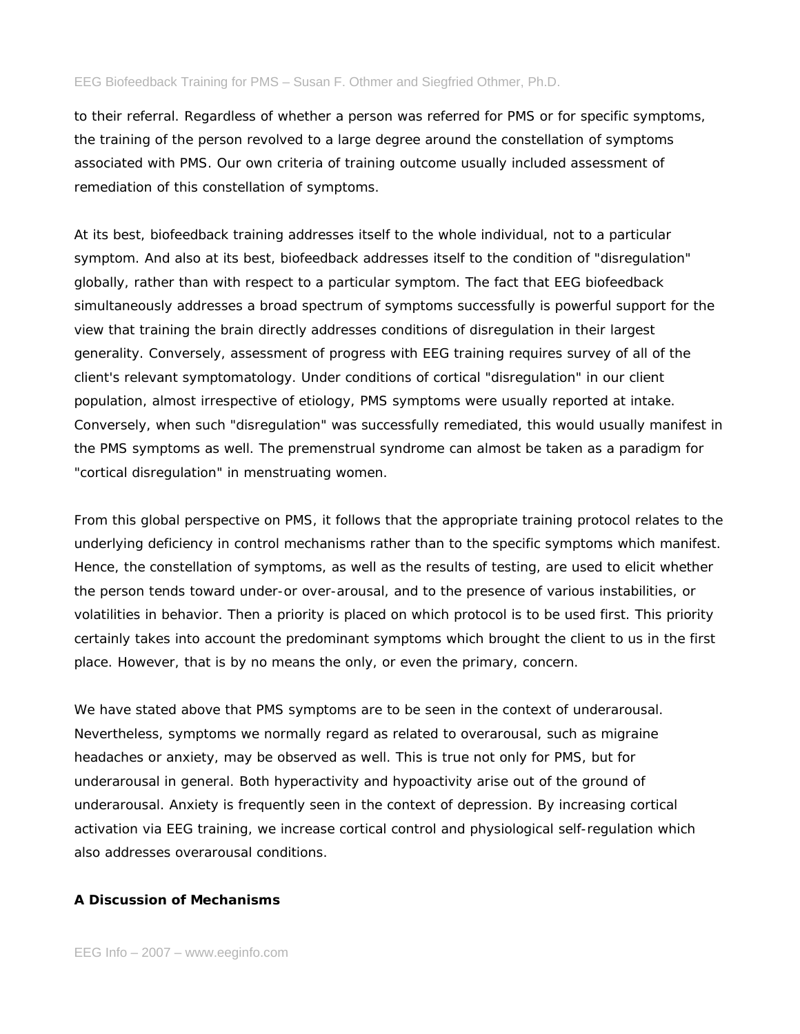to their referral. Regardless of whether a person was referred for PMS or for specific symptoms, the training of the person revolved to a large degree around the constellation of symptoms associated with PMS. Our own criteria of training outcome usually included assessment of remediation of this constellation of symptoms.

At its best, biofeedback training addresses itself to the whole individual, not to a particular symptom. And also at its best, biofeedback addresses itself to the condition of "disregulation" globally, rather than with respect to a particular symptom. The fact that EEG biofeedback simultaneously addresses a broad spectrum of symptoms successfully is powerful support for the view that training the brain directly addresses conditions of disregulation in their largest generality. Conversely, assessment of progress with EEG training requires survey of all of the client's relevant symptomatology. Under conditions of cortical "disregulation" in our client population, almost irrespective of etiology, PMS symptoms were usually reported at intake. Conversely, when such "disregulation" was successfully remediated, this would usually manifest in the PMS symptoms as well. The premenstrual syndrome can almost be taken as a paradigm for "cortical disregulation" in menstruating women.

From this global perspective on PMS, it follows that the appropriate training protocol relates to the underlying deficiency in control mechanisms rather than to the specific symptoms which manifest. Hence, the constellation of symptoms, as well as the results of testing, are used to elicit whether the person tends toward under-or over-arousal, and to the presence of various instabilities, or volatilities in behavior. Then a priority is placed on which protocol is to be used first. This priority certainly takes into account the predominant symptoms which brought the client to us in the first place. However, that is by no means the only, or even the primary, concern.

We have stated above that PMS symptoms are to be seen in the context of underarousal. Nevertheless, symptoms we normally regard as related to overarousal, such as migraine headaches or anxiety, may be observed as well. This is true not only for PMS, but for underarousal in general. Both hyperactivity and hypoactivity arise out of the ground of underarousal. Anxiety is frequently seen in the context of depression. By increasing cortical activation via EEG training, we increase cortical control and physiological self-regulation which also addresses overarousal conditions.

### A Discussion of Mechanisms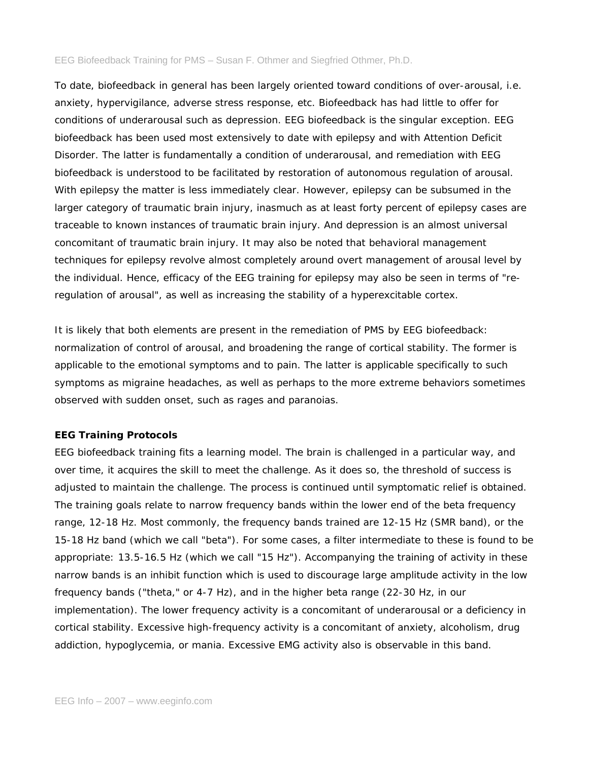To date, biofeedback in general has been largely oriented toward conditions of over-arousal, i.e. anxiety, hypervigilance, adverse stress response, etc. Biofeedback has had little to offer for conditions of underarousal such as depression. EEG biofeedback is the singular exception. EEG biofeedback has been used most extensively to date with epilepsy and with Attention Deficit Disorder. The latter is fundamentally a condition of underarousal, and remediation with EEG biofeedback is understood to be facilitated by restoration of autonomous regulation of arousal. With epilepsy the matter is less immediately clear. However, epilepsy can be subsumed in the larger category of traumatic brain injury, inasmuch as at least forty percent of epilepsy cases are traceable to known instances of traumatic brain injury. And depression is an almost universal concomitant of traumatic brain injury. It may also be noted that behavioral management techniques for epilepsy revolve almost completely around overt management of arousal level by the individual. Hence, efficacy of the EEG training for epilepsy may also be seen in terms of "re-regulation of arousal", as well as increasing the stability of a hyperexcitable cortex.

It is likely that both elements are present in the remediation of PMS by EEG biofeedback: normalization of control of arousal, and broadening the range of cortical stability. The former is applicable to the emotional symptoms and to pain. The latter is applicable specifically to such symptoms as migraine headaches, as well as perhaps to the more extreme behaviors sometimes observed with sudden onset, such as rages and paranoias.

**EEG Training Protocols**

EEG biofeedback training fits a learning model. The brain is challenged in a particular way, and over time, it acquires the skill to meet the challenge. As it does so, the threshold of success is adjusted to maintain the challenge. The process is continued until symptomatic relief is obtained. The training goals relate to narrow frequency bands within the lower end of the beta frequency range, 12-18 Hz. Most commonly, the frequency bands trained are 12-15 Hz (SMR band), or the 15-18 Hz band (which we call "beta"). For some cases, a filter intermediate to these is found to be appropriate: 13.5-16.5 Hz (which we call "15 Hz"). Accompanying the training of activity in these narrow bands is an inhibit function which is used to discourage large amplitude activity in the low frequency bands ("theta," or 4-7 Hz), and in the higher beta range (22-30 Hz, in our implementation). The lower frequency activity is a concomitant of underarousal or a deficiency in cortical stability. Excessive high-frequency activity is a concomitant of anxiety, alcoholism, drug addiction, hypoglycemia, or mania. Excessive EMG activity also is observable in this band.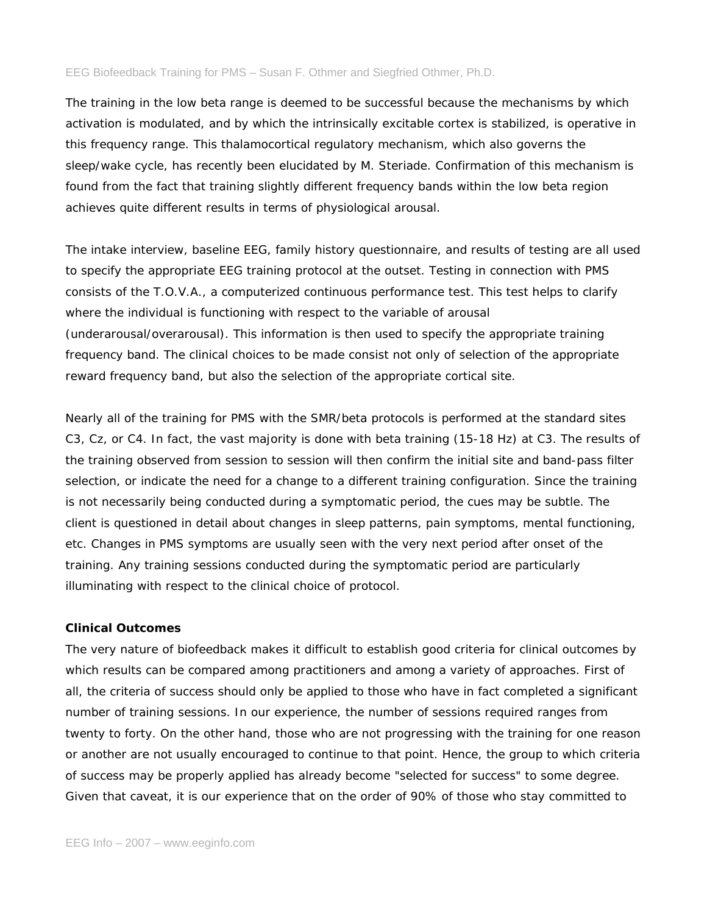The training in the low beta range is deemed to be successful because the mechanisms by which activation is modulated, and by which the intrinsically excitable cortex is stabilized, is operative in this frequency range. This thalamocortical regulatory mechanism, which also governs the sleep/wake cycle, has recently been elucidated by M. Steriade. Confirmation of this mechanism is found from the fact that training slightly different frequency bands within the low beta region achieves quite different results in terms of physiological arousal.

The intake interview, baseline EEG, family history questionnaire, and results of testing are all used to specify the appropriate EEG training protocol at the outset. Testing in connection with PMS consists of the T.O.V.A., a computerized continuous performance test. This test helps to clarify where the individual is functioning with respect to the variable of arousal (underarousal/overarousal). This information is then used to specify the appropriate training frequency band. The clinical choices to be made consist not only of selection of the appropriate reward frequency band, but also the selection of the appropriate cortical site.

Nearly all of the training for PMS with the SMR/beta protocols is performed at the standard sites C3, Cz, or C4. In fact, the vast majority is done with beta training (15-18 Hz) at C3. The results of the training observed from session to session will then confirm the initial site and band-pass filter selection, or indicate the need for a change to a different training configuration. Since the training is not necessarily being conducted during a symptomatic period, the cues may be subtle. The client is questioned in detail about changes in sleep patterns, pain symptoms, mental functioning, etc. Changes in PMS symptoms are usually seen with the very next period after onset of the training. Any training sessions conducted during the symptomatic period are particularly illuminating with respect to the clinical choice of protocol.

**Clinical Outcomes**

The very nature of biofeedback makes it difficult to establish good criteria for clinical outcomes by which results can be compared among practitioners and among a variety of approaches. First of all, the criteria of success should only be applied to those who have in fact completed a significant number of training sessions. In our experience, the number of sessions required ranges from twenty to forty. On the other hand, those who are not progressing with the training for one reason or another are not usually encouraged to continue to that point. Hence, the group to which criteria of success may be properly applied has already become "selected for success" to some degree. Given that caveat, it is our experience that on the order of 90% of those who stay committed to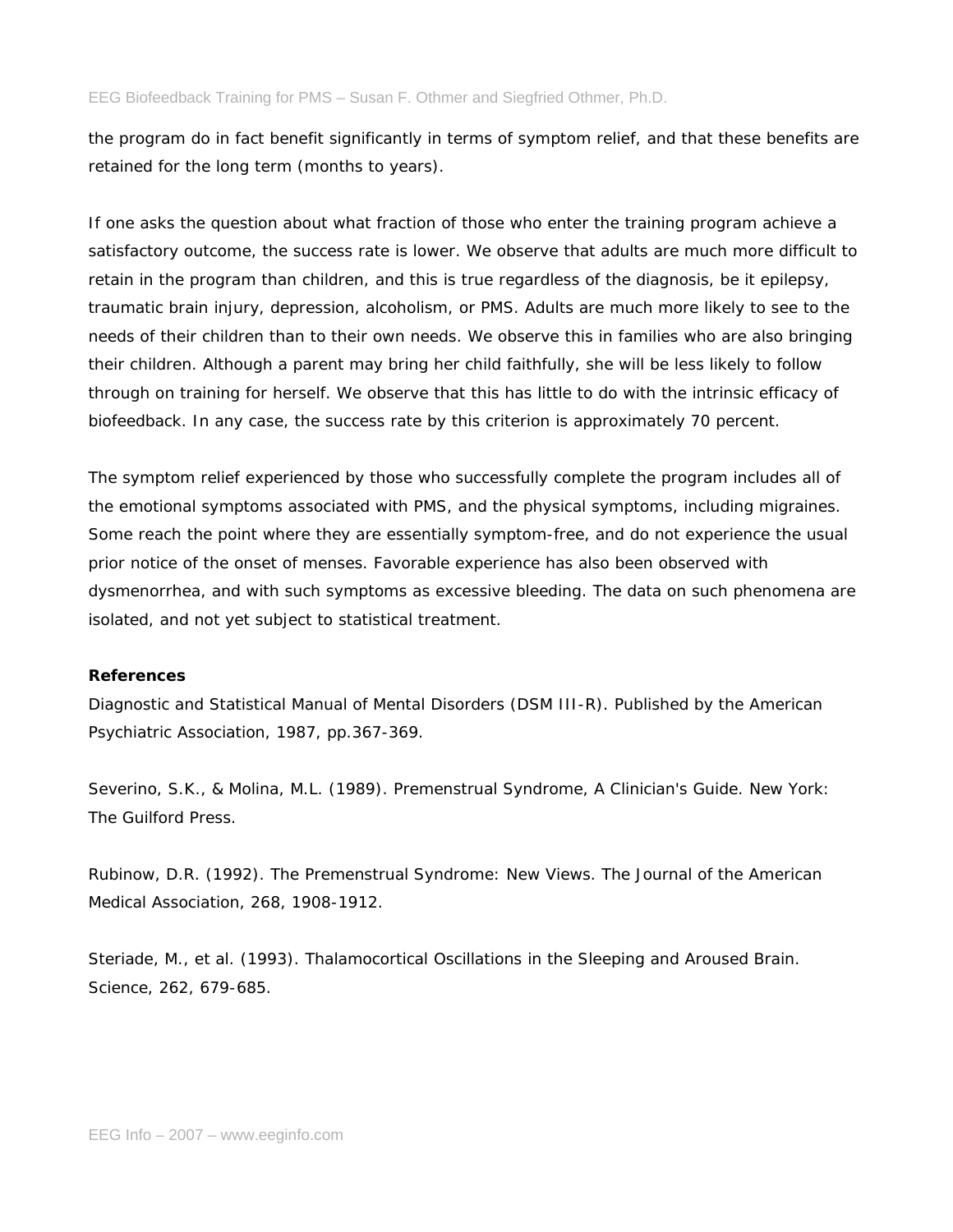the program do in fact benefit significantly in terms of symptom relief, and that these benefits are retained for the long term (months to years).

If one asks the question about what fraction of those who enter the training program achieve a satisfactory outcome, the success rate is lower. We observe that adults are much more difficult to retain in the program than children, and this is true regardless of the diagnosis, be it epilepsy, traumatic brain injury, depression, alcoholism, or PMS. Adults are much more likely to see to the needs of their children than to their own needs. We observe this in families who are also bringing their children. Although a parent may bring her child faithfully, she will be less likely to follow through on training for herself. We observe that this has little to do with the intrinsic efficacy of biofeedback. In any case, the success rate by this criterion is approximately 70 percent.

The symptom relief experienced by those who successfully complete the program includes all of the emotional symptoms associated with PMS, and the physical symptoms, including migraines. Some reach the point where they are essentially symptom-free, and do not experience the usual prior notice of the onset of menses. Favorable experience has also been observed with dysmenorrhea, and with such symptoms as excessive bleeding. The data on such phenomena are isolated, and not yet subject to statistical treatment.

**References**

Diagnostic and Statistical Manual of Mental Disorders (DSM III-R). Published by the American Psychiatric Association, 1987, pp.367-369.

Severino, S.K., & Molina, M.L. (1989). Premenstrual Syndrome, A Clinician's Guide. New York: The Guilford Press.

Rubinow, D.R. (1992). The Premenstrual Syndrome: New Views. The Journal of the American Medical Association, 268, 1908-1912.

Steriade, M., et al. (1993). Thalamocortical Oscillations in the Sleeping and Aroused Brain. Science, 262, 679-685.